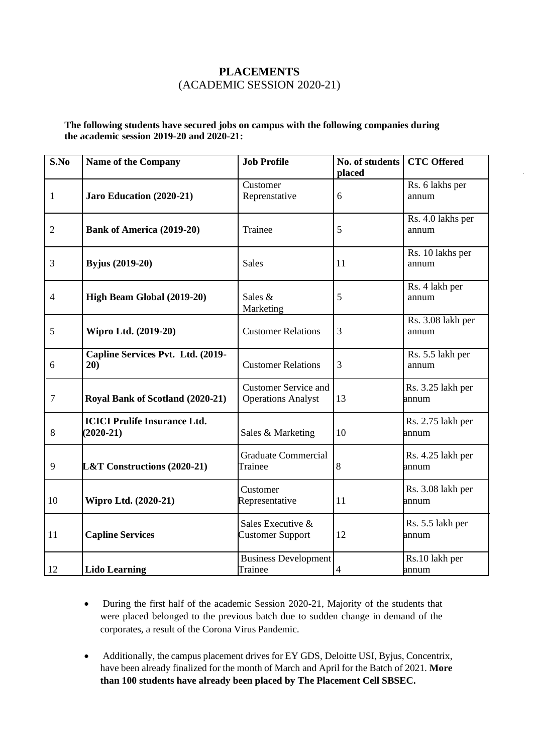# PLACEMENTS

(ACADEMIC SESSION 2020-21)

**The following students have secured jobs on campus with the following companies during the academic session 2019-20 and 2020-21:**

| S.No | Name of the Company | Job Profile | No. of students placed | CTC Offered |
|---|---|---|---|---|
| 1 | **Jaro Education (2020-21)** | Customer Reprenstative | 6 | Rs. 6 lakhs per annum |
| 2 | **Bank of America (2019-20)** | Trainee | 5 | Rs. 4.0 lakhs per annum |
| 3 | **Byjus (2019-20)** | Sales | 11 | Rs. 10 lakhs per annum |
| 4 | **High Beam Global (2019-20)** | Sales & Marketing | 5 | Rs. 4 lakh per annum |
| 5 | **Wipro Ltd. (2019-20)** | Customer Relations | 3 | Rs. 3.08 lakh per annum |
| 6 | **Capline Services Pvt. Ltd. (2019-20)** | Customer Relations | 3 | Rs. 5.5 lakh per annum |
| 7 | **Royal Bank of Scotland (2020-21)** | Customer Service and Operations Analyst | 13 | Rs. 3.25 lakh per annum |
| 8 | **ICICI Prulife Insurance Ltd. (2020-21)** | Sales & Marketing | 10 | Rs. 2.75 lakh per annum |
| 9 | **L&T Constructions (2020-21)** | Graduate Commercial Trainee | 8 | Rs. 4.25 lakh per annum |
| 10 | **Wipro Ltd. (2020-21)** | Customer Representative | 11 | Rs. 3.08 lakh per annum |
| 11 | **Capline Services** | Sales Executive & Customer Support | 12 | Rs. 5.5 lakh per annum |
| 12 | **Lido Learning** | Business Development Trainee | 4 | Rs.10 lakh per annum |

- During the first half of the academic Session 2020-21, Majority of the students that were placed belonged to the previous batch due to sudden change in demand of the corporates, a result of the Corona Virus Pandemic.

- Additionally, the campus placement drives for EY GDS, Deloitte USI, Byjus, Concentrix, have been already finalized for the month of March and April for the Batch of 2021. **More than 100 students have already been placed by The Placement Cell SBSEC.**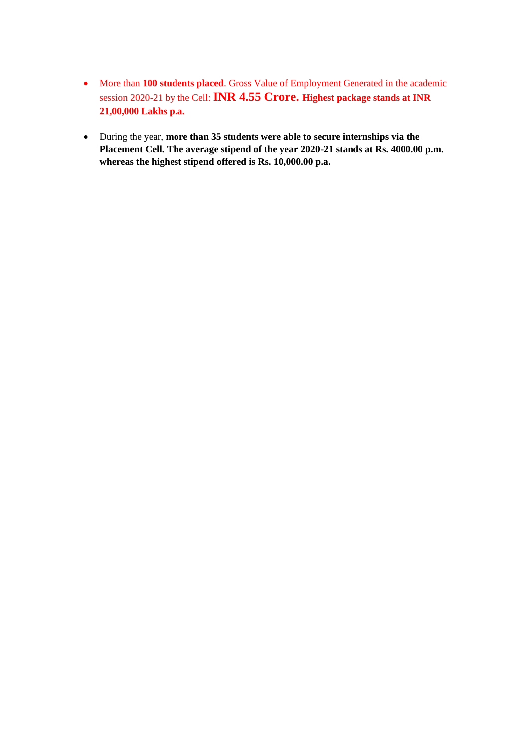- More than **100 students placed**. Gross Value of Employment Generated in the academic session 2020-21 by the Cell: **INR 4.55 Crore. Highest package stands at INR 21,00,000 Lakhs p.a.**

- During the year, **more than 35 students were able to secure internships via the Placement Cell. The average stipend of the year 2020-21 stands at Rs. 4000.00 p.m. whereas the highest stipend offered is Rs. 10,000.00 p.a.**